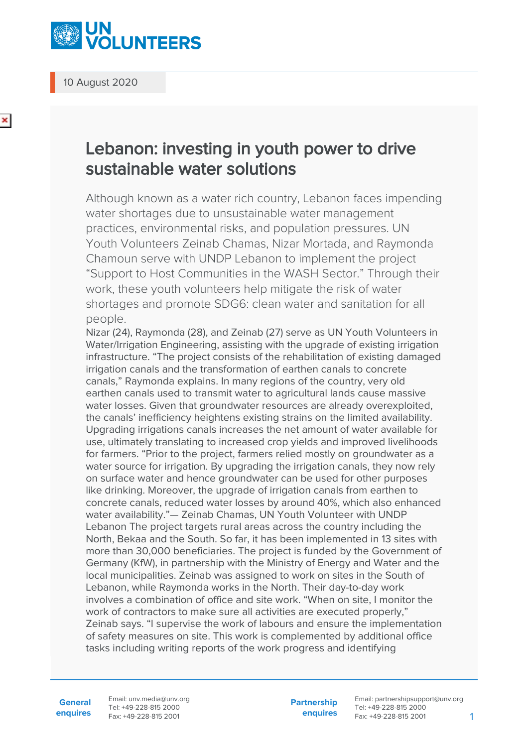10 August 2020

# Lebanon: investing in youth power to drive sustainable water solutions

Although known as a water rich country, Lebanon faces impending water shortages due to unsustainable water management practices, environmental risks, and population pressures. UN Youth Volunteers Zeinab Chamas, Nizar Mortada, and Raymonda Chamoun serve with UNDP Lebanon to implement the project "Support to Host Communities in the WASH Sector." Through their work, these youth volunteers help mitigate the risk of water shortages and promote SDG6: clean water and sanitation for all people.

Nizar (24), Raymonda (28), and Zeinab (27) serve as UN Youth Volunteers in Water/Irrigation Engineering, assisting with the upgrade of existing irrigation infrastructure. "The project consists of the rehabilitation of existing damaged irrigation canals and the transformation of earthen canals to concrete canals," Raymonda explains. In many regions of the country, very old earthen canals used to transmit water to agricultural lands cause massive water losses. Given that groundwater resources are already overexploited, the canals' inefficiency heightens existing strains on the limited availability. Upgrading irrigations canals increases the net amount of water available for use, ultimately translating to increased crop yields and improved livelihoods for farmers. "Prior to the project, farmers relied mostly on groundwater as a water source for irrigation. By upgrading the irrigation canals, they now rely on surface water and hence groundwater can be used for other purposes like drinking. Moreover, the upgrade of irrigation canals from earthen to concrete canals, reduced water losses by around 40%, which also enhanced water availability."— Zeinab Chamas, UN Youth Volunteer with UNDP Lebanon The project targets rural areas across the country including the North, Bekaa and the South. So far, it has been implemented in 13 sites with more than 30,000 beneficiaries. The project is funded by the Government of Germany (KfW), in partnership with the Ministry of Energy and Water and the local municipalities. Zeinab was assigned to work on sites in the South of Lebanon, while Raymonda works in the North. Their day-to-day work involves a combination of office and site work. "When on site, I monitor the work of contractors to make sure all activities are executed properly," Zeinab says. "I supervise the work of labours and ensure the implementation of safety measures on site. This work is complemented by additional office tasks including writing reports of the work progress and identifying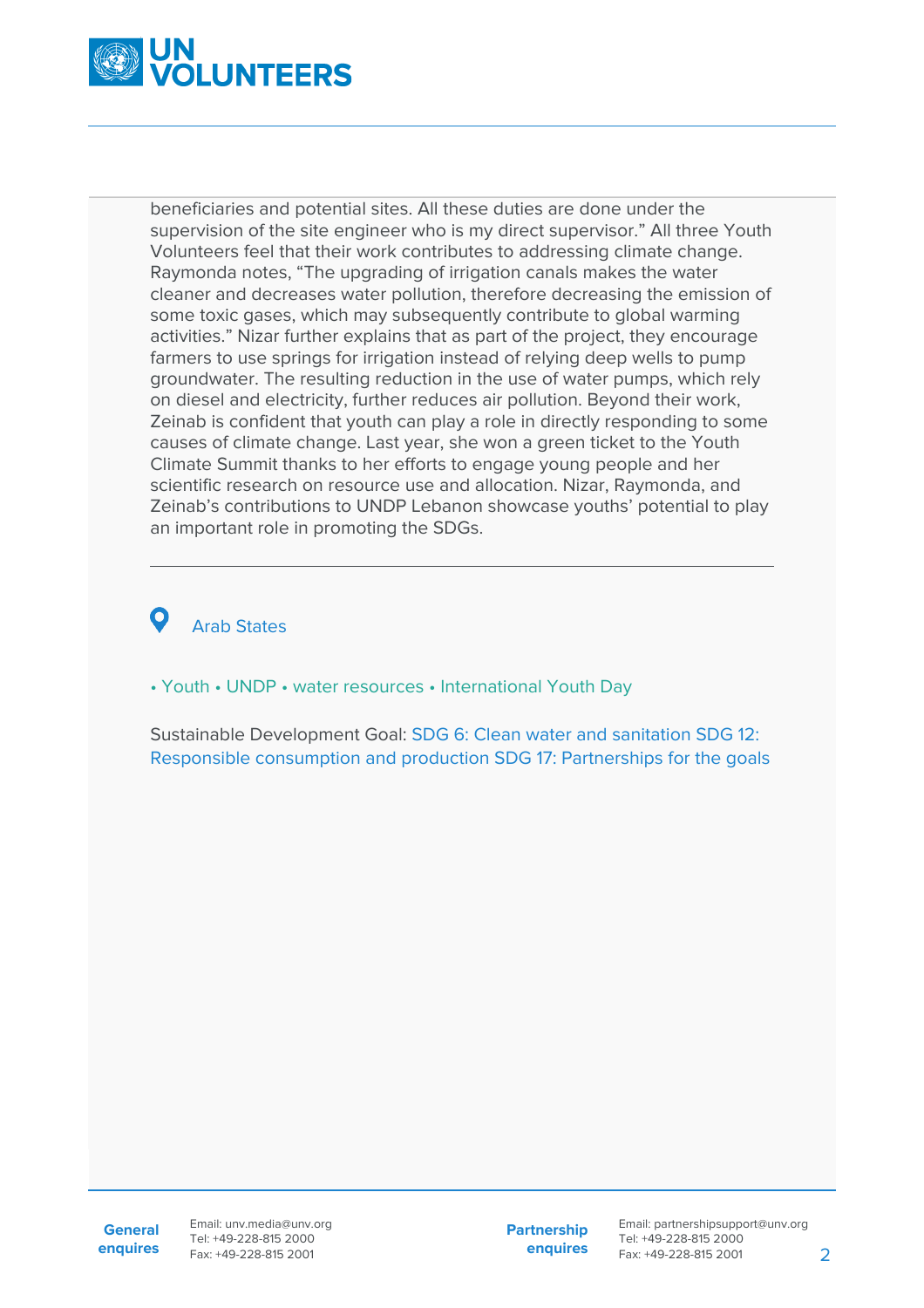beneficiaries and potential sites. All these duties are done under the supervision of the site engineer who is my direct supervisor." All three Youth Volunteers feel that their work contributes to addressing climate change. Raymonda notes, "The upgrading of irrigation canals makes the water cleaner and decreases water pollution, therefore decreasing the emission of some toxic gases, which may subsequently contribute to global warming activities." Nizar further explains that as part of the project, they encourage farmers to use springs for irrigation instead of relying deep wells to pump groundwater. The resulting reduction in the use of water pumps, which rely on diesel and electricity, further reduces air pollution. Beyond their work, Zeinab is confident that youth can play a role in directly responding to some causes of climate change. Last year, she won a green ticket to the Youth Climate Summit thanks to her efforts to engage young people and her scientific research on resource use and allocation. Nizar, Raymonda, and Zeinab's contributions to UNDP Lebanon showcase youths' potential to play an important role in promoting the SDGs.

---

Arab States

• Youth • UNDP • water resources • International Youth Day

Sustainable Development Goal: SDG 6: Clean water and sanitation SDG 12: Responsible consumption and production SDG 17: Partnerships for the goals

**General enquires**
Email: unv.media@unv.org
Tel: +49-228-815 2000
Fax: +49-228-815 2001

**Partnership enquires**
Email: partnershipsupport@unv.org
Tel: +49-228-815 2000
Fax: +49-228-815 2001